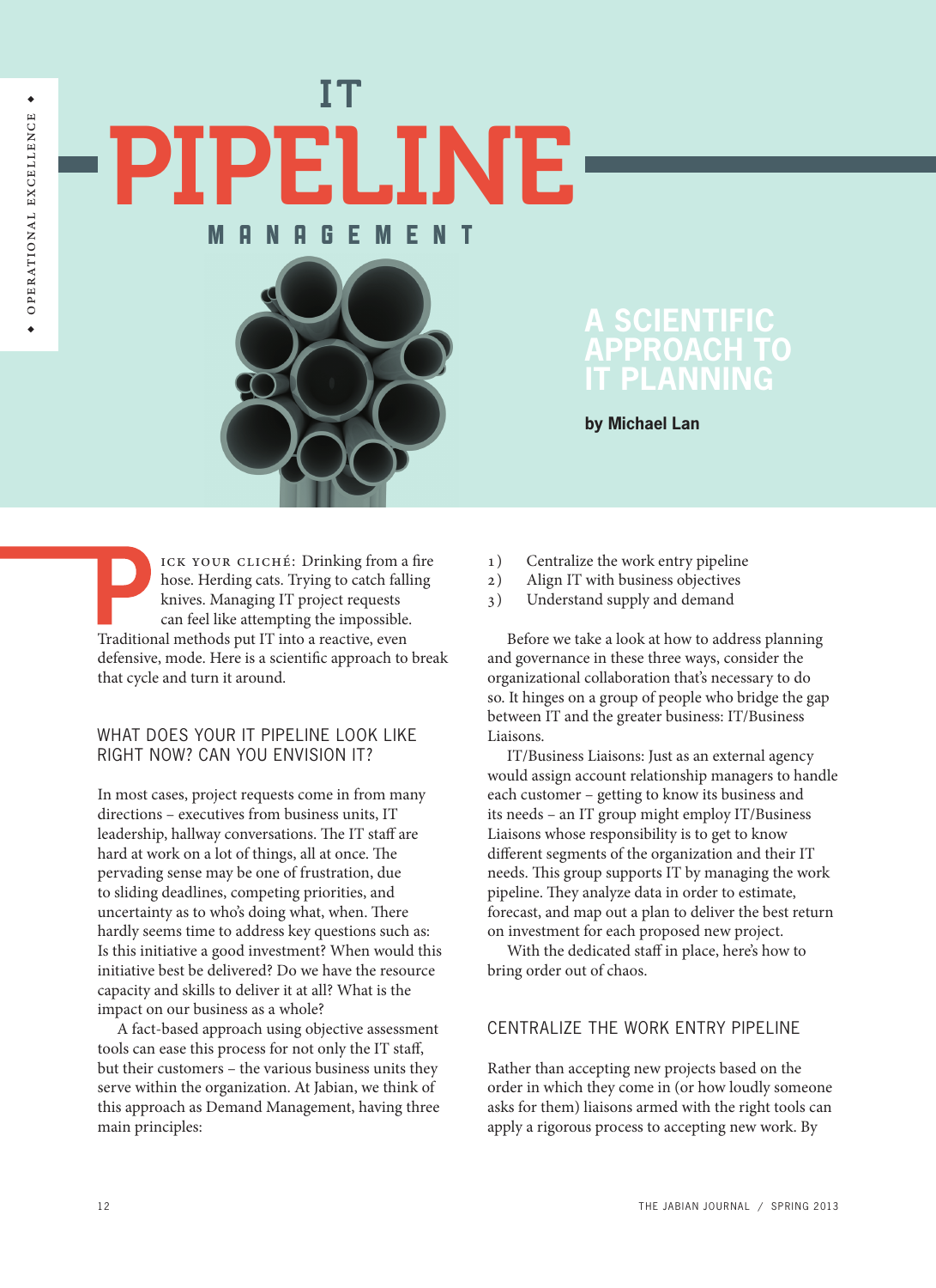# IT PIPELINE MANAGEMENT

## A SCIENTIFIC APPROACH TO IT PLANNING

**by Michael Lan**

Pick your cliché: Drinking from a fire hose. Herding cats. Trying to catch falling knives. Managing IT project requests can feel like attempting the impossible. Traditional methods put IT into a reactive, even defensive, mode. Here is a scientific approach to break that cycle and turn it around.

### WHAT DOES YOUR IT PIPELINE LOOK LIKE RIGHT NOW? CAN YOU ENVISION IT?

In most cases, project requests come in from many directions – executives from business units, IT leadership, hallway conversations. The IT staff are hard at work on a lot of things, all at once. The pervading sense may be one of frustration, due to sliding deadlines, competing priorities, and uncertainty as to who's doing what, when. There hardly seems time to address key questions such as: Is this initiative a good investment? When would this initiative best be delivered? Do we have the resource capacity and skills to deliver it at all? What is the impact on our business as a whole?

A fact-based approach using objective assessment tools can ease this process for not only the IT staff, but their customers – the various business units they serve within the organization. At Jabian, we think of this approach as Demand Management, having three main principles:

1) Centralize the work entry pipeline
2) Align IT with business objectives
3) Understand supply and demand

Before we take a look at how to address planning and governance in these three ways, consider the organizational collaboration that's necessary to do so. It hinges on a group of people who bridge the gap between IT and the greater business: IT/Business Liaisons.

IT/Business Liaisons: Just as an external agency would assign account relationship managers to handle each customer – getting to know its business and its needs – an IT group might employ IT/Business Liaisons whose responsibility is to get to know different segments of the organization and their IT needs. This group supports IT by managing the work pipeline. They analyze data in order to estimate, forecast, and map out a plan to deliver the best return on investment for each proposed new project.

With the dedicated staff in place, here's how to bring order out of chaos.

### CENTRALIZE THE WORK ENTRY PIPELINE

Rather than accepting new projects based on the order in which they come in (or how loudly someone asks for them) liaisons armed with the right tools can apply a rigorous process to accepting new work. By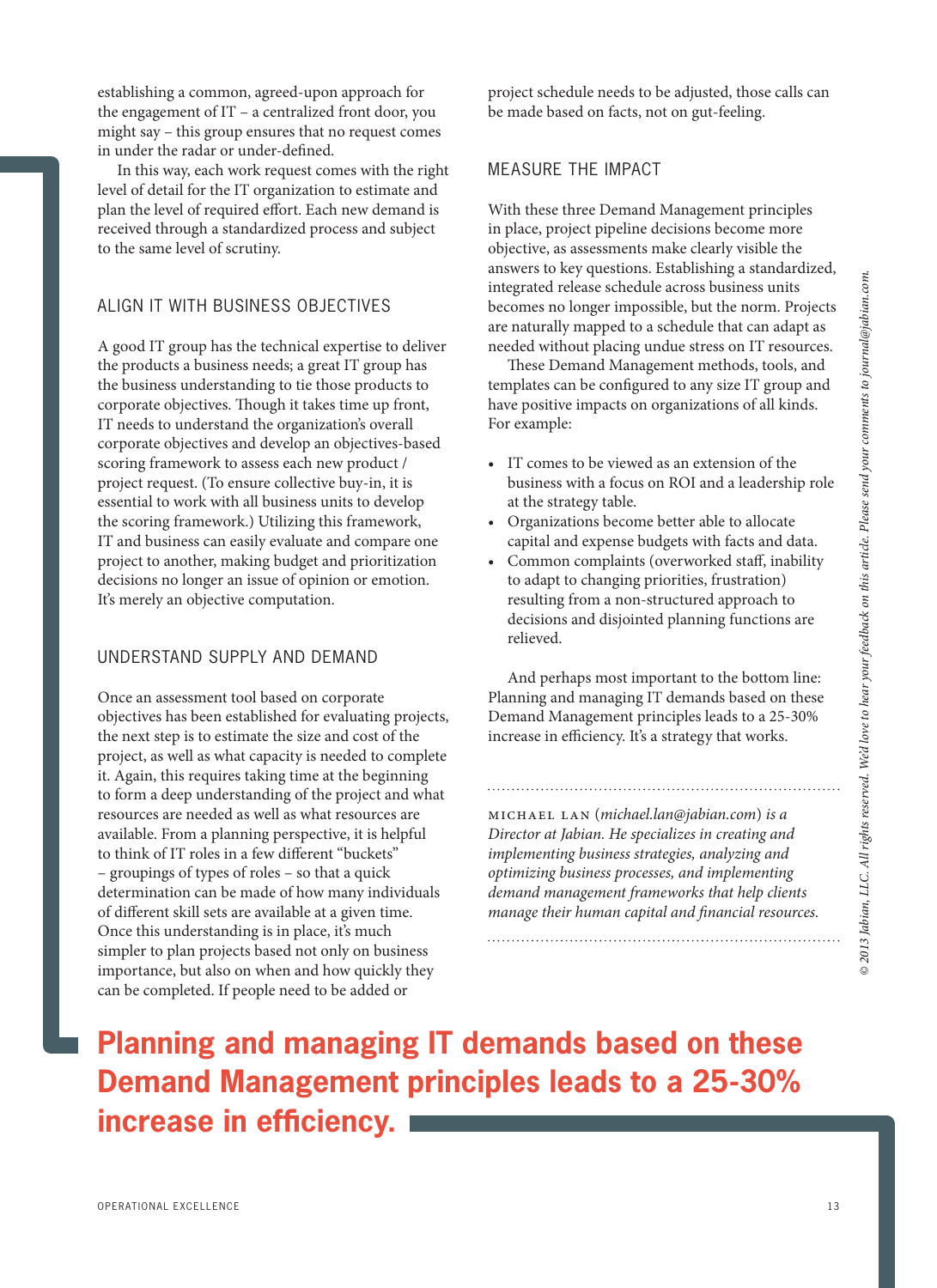establishing a common, agreed-upon approach for the engagement of IT – a centralized front door, you might say – this group ensures that no request comes in under the radar or under-defined.

In this way, each work request comes with the right level of detail for the IT organization to estimate and plan the level of required effort. Each new demand is received through a standardized process and subject to the same level of scrutiny.

## ALIGN IT WITH BUSINESS OBJECTIVES

A good IT group has the technical expertise to deliver the products a business needs; a great IT group has the business understanding to tie those products to corporate objectives. Though it takes time up front, IT needs to understand the organization's overall corporate objectives and develop an objectives-based scoring framework to assess each new product / project request. (To ensure collective buy-in, it is essential to work with all business units to develop the scoring framework.) Utilizing this framework, IT and business can easily evaluate and compare one project to another, making budget and prioritization decisions no longer an issue of opinion or emotion. It's merely an objective computation.

## UNDERSTAND SUPPLY AND DEMAND

Once an assessment tool based on corporate objectives has been established for evaluating projects, the next step is to estimate the size and cost of the project, as well as what capacity is needed to complete it. Again, this requires taking time at the beginning to form a deep understanding of the project and what resources are needed as well as what resources are available. From a planning perspective, it is helpful to think of IT roles in a few different "buckets" – groupings of types of roles – so that a quick determination can be made of how many individuals of different skill sets are available at a given time. Once this understanding is in place, it's much simpler to plan projects based not only on business importance, but also on when and how quickly they can be completed. If people need to be added or project schedule needs to be adjusted, those calls can be made based on facts, not on gut-feeling.

## MEASURE THE IMPACT

With these three Demand Management principles in place, project pipeline decisions become more objective, as assessments make clearly visible the answers to key questions. Establishing a standardized, integrated release schedule across business units becomes no longer impossible, but the norm. Projects are naturally mapped to a schedule that can adapt as needed without placing undue stress on IT resources.

These Demand Management methods, tools, and templates can be configured to any size IT group and have positive impacts on organizations of all kinds. For example:

- IT comes to be viewed as an extension of the business with a focus on ROI and a leadership role at the strategy table.
- Organizations become better able to allocate capital and expense budgets with facts and data.
- Common complaints (overworked staff, inability to adapt to changing priorities, frustration) resulting from a non-structured approach to decisions and disjointed planning functions are relieved.

And perhaps most important to the bottom line: Planning and managing IT demands based on these Demand Management principles leads to a 25-30% increase in efficiency. It's a strategy that works.

---

MICHAEL LAN (*michael.lan@jabian.com*) *is a Director at Jabian. He specializes in creating and implementing business strategies, analyzing and optimizing business processes, and implementing demand management frameworks that help clients manage their human capital and financial resources.*

---

**Planning and managing IT demands based on these Demand Management principles leads to a 25-30% increase in efficiency.**

*© 2013 Jabian, LLC. All rights reserved. We'd love to hear your feedback on this article. Please send your comments to journal@jabian.com.*